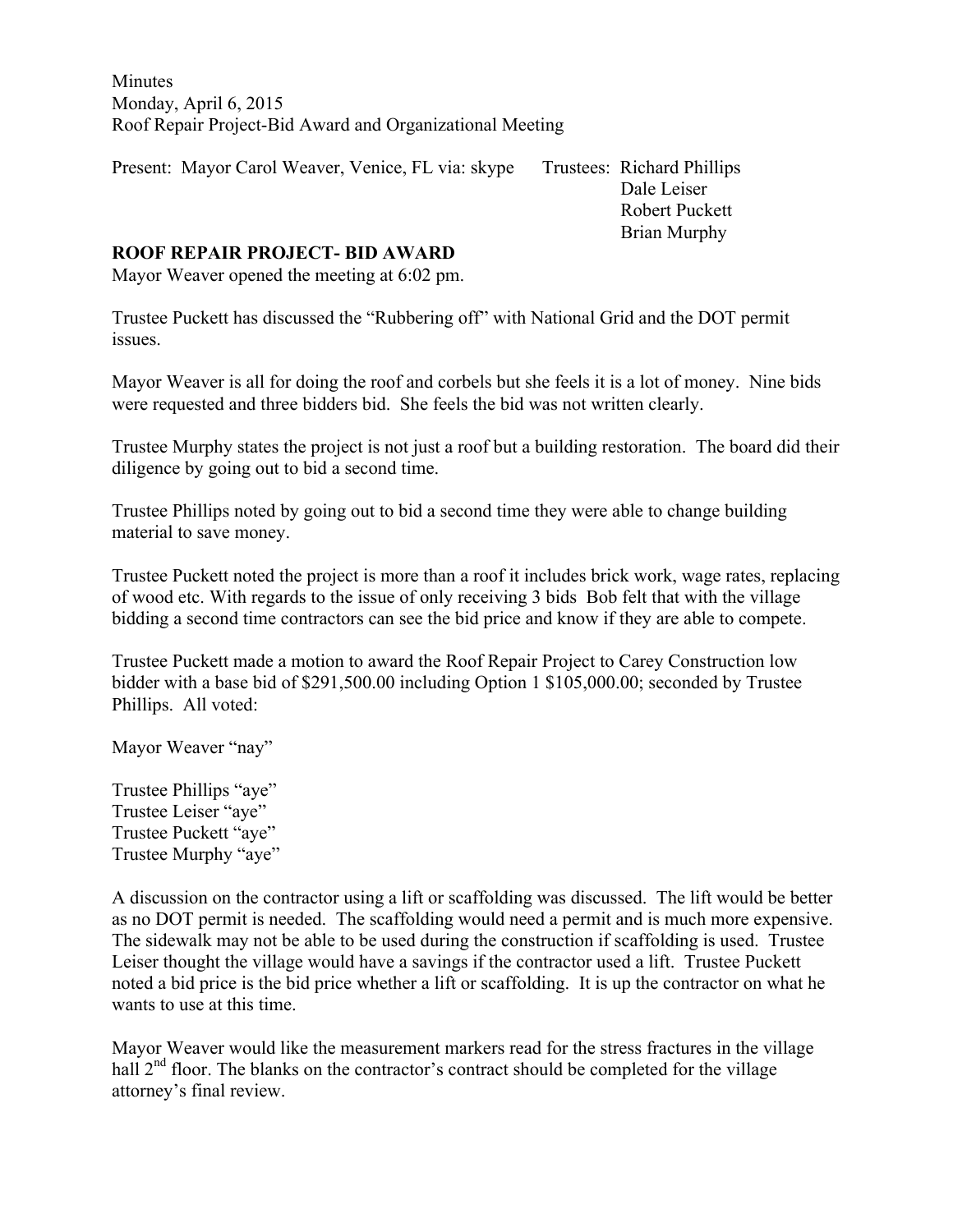Minutes
Monday, April 6, 2015
Roof Repair Project-Bid Award and Organizational Meeting

Present: Mayor Carol Weaver, Venice, FL via: skype

Trustees: Richard Phillips
Dale Leiser
Robert Puckett
Brian Murphy

**ROOF REPAIR PROJECT- BID AWARD**

Mayor Weaver opened the meeting at 6:02 pm.

Trustee Puckett has discussed the "Rubbering off" with National Grid and the DOT permit issues.

Mayor Weaver is all for doing the roof and corbels but she feels it is a lot of money. Nine bids were requested and three bidders bid. She feels the bid was not written clearly.

Trustee Murphy states the project is not just a roof but a building restoration. The board did their diligence by going out to bid a second time.

Trustee Phillips noted by going out to bid a second time they were able to change building material to save money.

Trustee Puckett noted the project is more than a roof it includes brick work, wage rates, replacing of wood etc. With regards to the issue of only receiving 3 bids Bob felt that with the village bidding a second time contractors can see the bid price and know if they are able to compete.

Trustee Puckett made a motion to award the Roof Repair Project to Carey Construction low bidder with a base bid of $291,500.00 including Option 1 $105,000.00; seconded by Trustee Phillips. All voted:

Mayor Weaver "nay"

Trustee Phillips "aye"
Trustee Leiser "aye"
Trustee Puckett "aye"
Trustee Murphy "aye"

A discussion on the contractor using a lift or scaffolding was discussed. The lift would be better as no DOT permit is needed. The scaffolding would need a permit and is much more expensive. The sidewalk may not be able to be used during the construction if scaffolding is used. Trustee Leiser thought the village would have a savings if the contractor used a lift. Trustee Puckett noted a bid price is the bid price whether a lift or scaffolding. It is up the contractor on what he wants to use at this time.

Mayor Weaver would like the measurement markers read for the stress fractures in the village hall 2nd floor. The blanks on the contractor's contract should be completed for the village attorney's final review.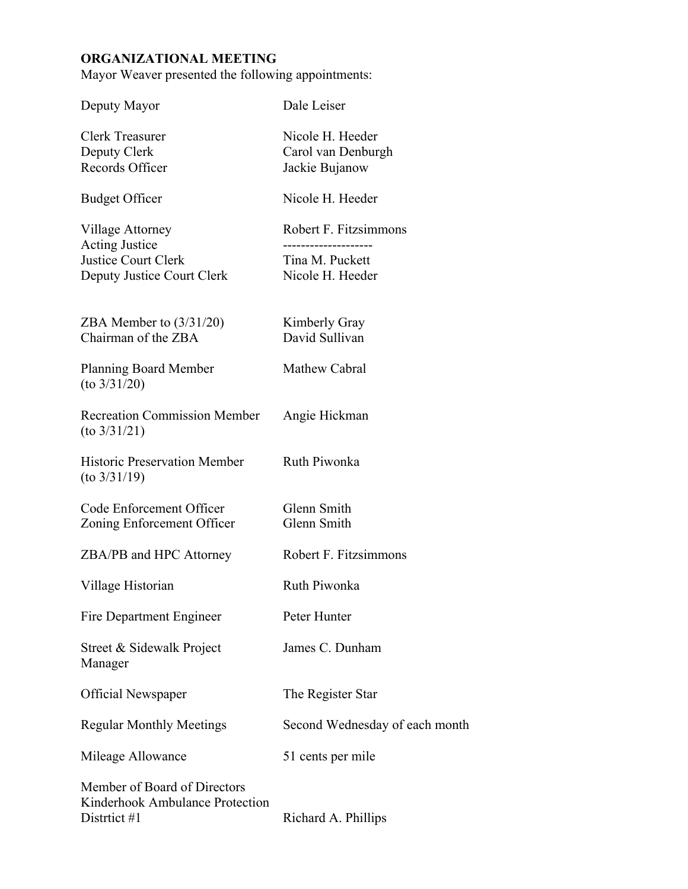**ORGANIZATIONAL MEETING**

Mayor Weaver presented the following appointments:

| | |
|---|---|
| Deputy Mayor | Dale Leiser |
| Clerk Treasurer | Nicole H. Heeder |
| Deputy Clerk | Carol van Denburgh |
| Records Officer | Jackie Bujanow |
| Budget Officer | Nicole H. Heeder |
| Village Attorney | Robert F. Fitzsimmons |
| Acting Justice | -------------------- |
| Justice Court Clerk | Tina M. Puckett |
| Deputy Justice Court Clerk | Nicole H. Heeder |
| ZBA Member to (3/31/20) | Kimberly Gray |
| Chairman of the ZBA | David Sullivan |
| Planning Board Member (to 3/31/20) | Mathew Cabral |
| Recreation Commission Member (to 3/31/21) | Angie Hickman |
| Historic Preservation Member (to 3/31/19) | Ruth Piwonka |
| Code Enforcement Officer | Glenn Smith |
| Zoning Enforcement Officer | Glenn Smith |
| ZBA/PB and HPC Attorney | Robert F. Fitzsimmons |
| Village Historian | Ruth Piwonka |
| Fire Department Engineer | Peter Hunter |
| Street & Sidewalk Project Manager | James C. Dunham |
| Official Newspaper | The Register Star |
| Regular Monthly Meetings | Second Wednesday of each month |
| Mileage Allowance | 51 cents per mile |
| Member of Board of Directors Kinderhook Ambulance Protection Distrtict #1 | Richard A. Phillips |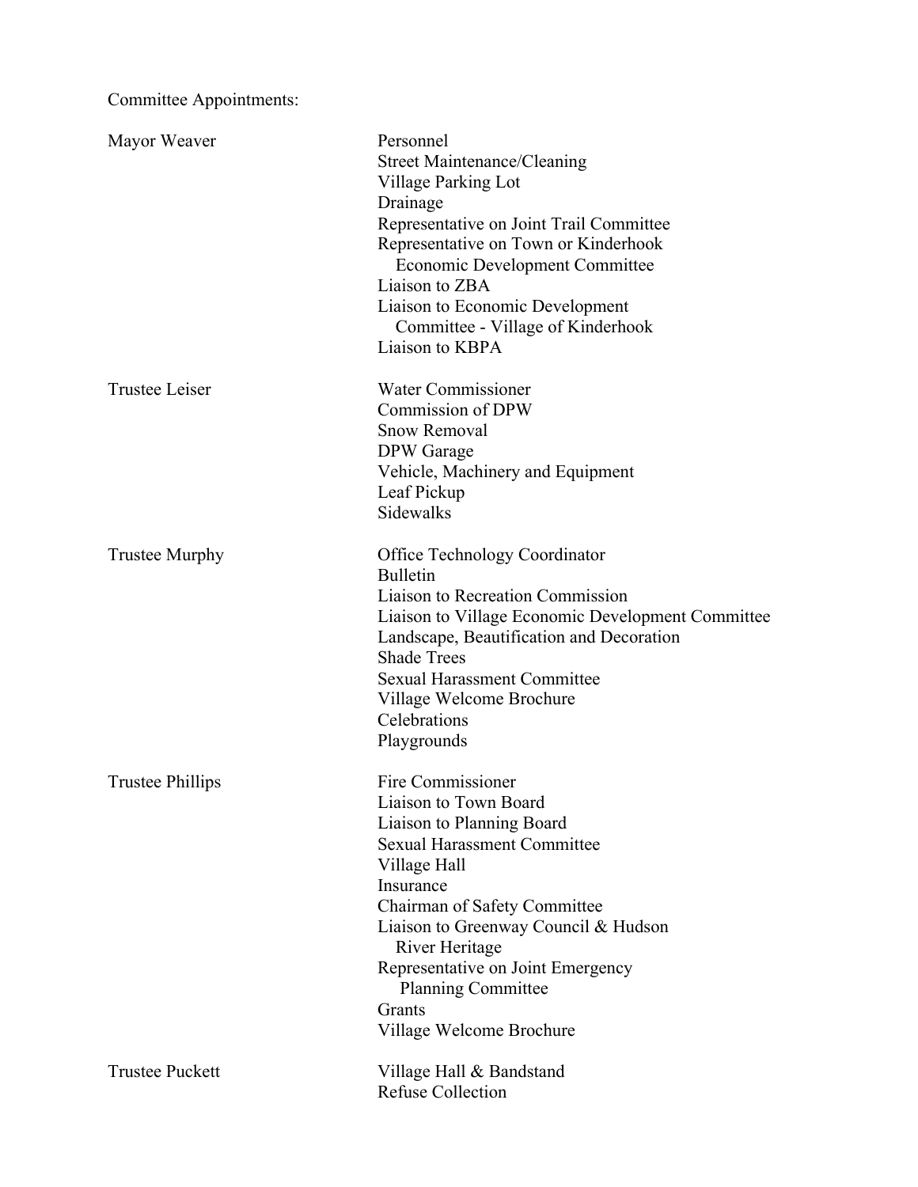Committee Appointments:

| | |
|---|---|
| Mayor Weaver | Personnel<br>Street Maintenance/Cleaning<br>Village Parking Lot<br>Drainage<br>Representative on Joint Trail Committee<br>Representative on Town or Kinderhook Economic Development Committee<br>Liaison to ZBA<br>Liaison to Economic Development Committee - Village of Kinderhook<br>Liaison to KBPA |
| Trustee Leiser | Water Commissioner<br>Commission of DPW<br>Snow Removal<br>DPW Garage<br>Vehicle, Machinery and Equipment<br>Leaf Pickup<br>Sidewalks |
| Trustee Murphy | Office Technology Coordinator<br>Bulletin<br>Liaison to Recreation Commission<br>Liaison to Village Economic Development Committee<br>Landscape, Beautification and Decoration<br>Shade Trees<br>Sexual Harassment Committee<br>Village Welcome Brochure<br>Celebrations<br>Playgrounds |
| Trustee Phillips | Fire Commissioner<br>Liaison to Town Board<br>Liaison to Planning Board<br>Sexual Harassment Committee<br>Village Hall<br>Insurance<br>Chairman of Safety Committee<br>Liaison to Greenway Council & Hudson River Heritage<br>Representative on Joint Emergency Planning Committee<br>Grants<br>Village Welcome Brochure |
| Trustee Puckett | Village Hall & Bandstand<br>Refuse Collection |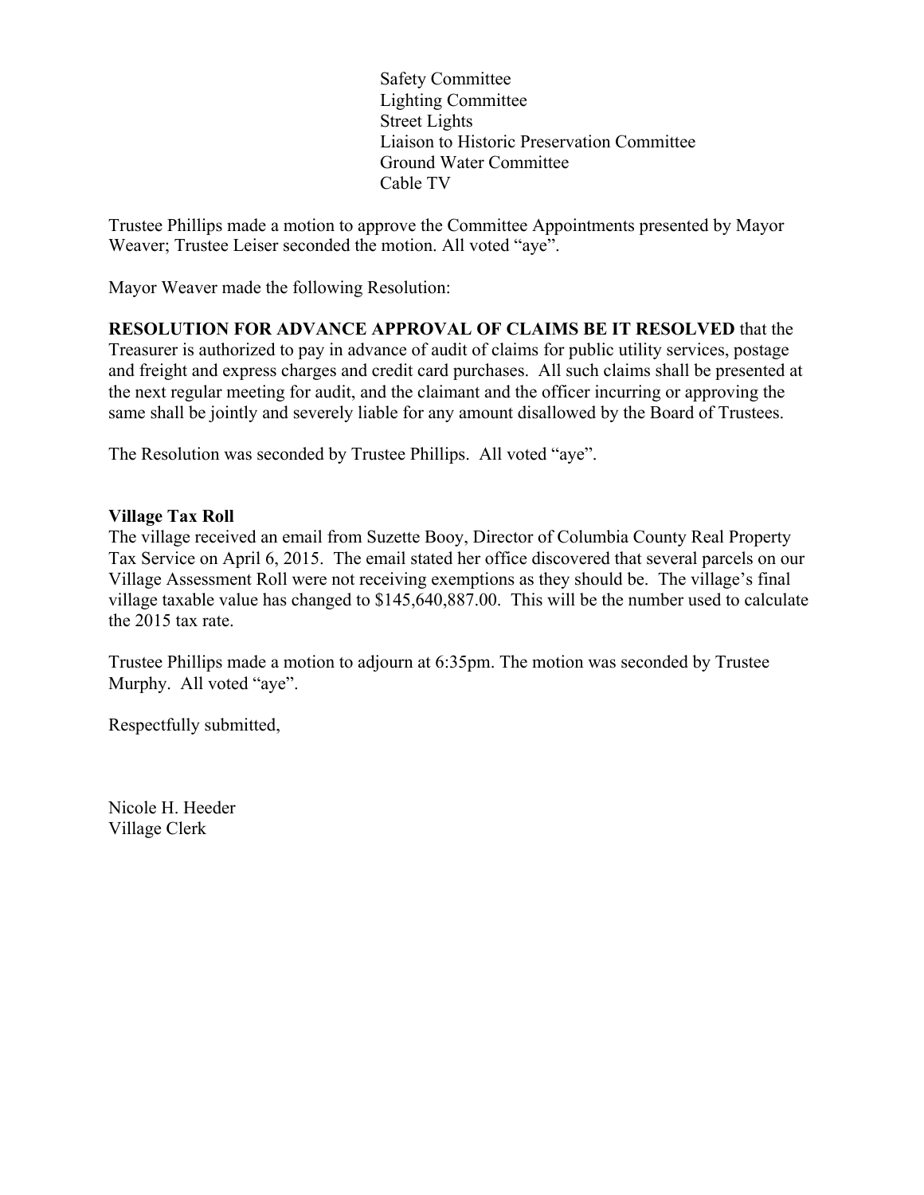Safety Committee  
Lighting Committee  
Street Lights  
Liaison to Historic Preservation Committee  
Ground Water Committee  
Cable TV

Trustee Phillips made a motion to approve the Committee Appointments presented by Mayor Weaver; Trustee Leiser seconded the motion. All voted "aye".

Mayor Weaver made the following Resolution:

**RESOLUTION FOR ADVANCE APPROVAL OF CLAIMS BE IT RESOLVED** that the Treasurer is authorized to pay in advance of audit of claims for public utility services, postage and freight and express charges and credit card purchases. All such claims shall be presented at the next regular meeting for audit, and the claimant and the officer incurring or approving the same shall be jointly and severely liable for any amount disallowed by the Board of Trustees.

The Resolution was seconded by Trustee Phillips. All voted "aye".

**Village Tax Roll**

The village received an email from Suzette Booy, Director of Columbia County Real Property Tax Service on April 6, 2015. The email stated her office discovered that several parcels on our Village Assessment Roll were not receiving exemptions as they should be. The village's final village taxable value has changed to $145,640,887.00. This will be the number used to calculate the 2015 tax rate.

Trustee Phillips made a motion to adjourn at 6:35pm. The motion was seconded by Trustee Murphy. All voted "aye".

Respectfully submitted,

Nicole H. Heeder  
Village Clerk